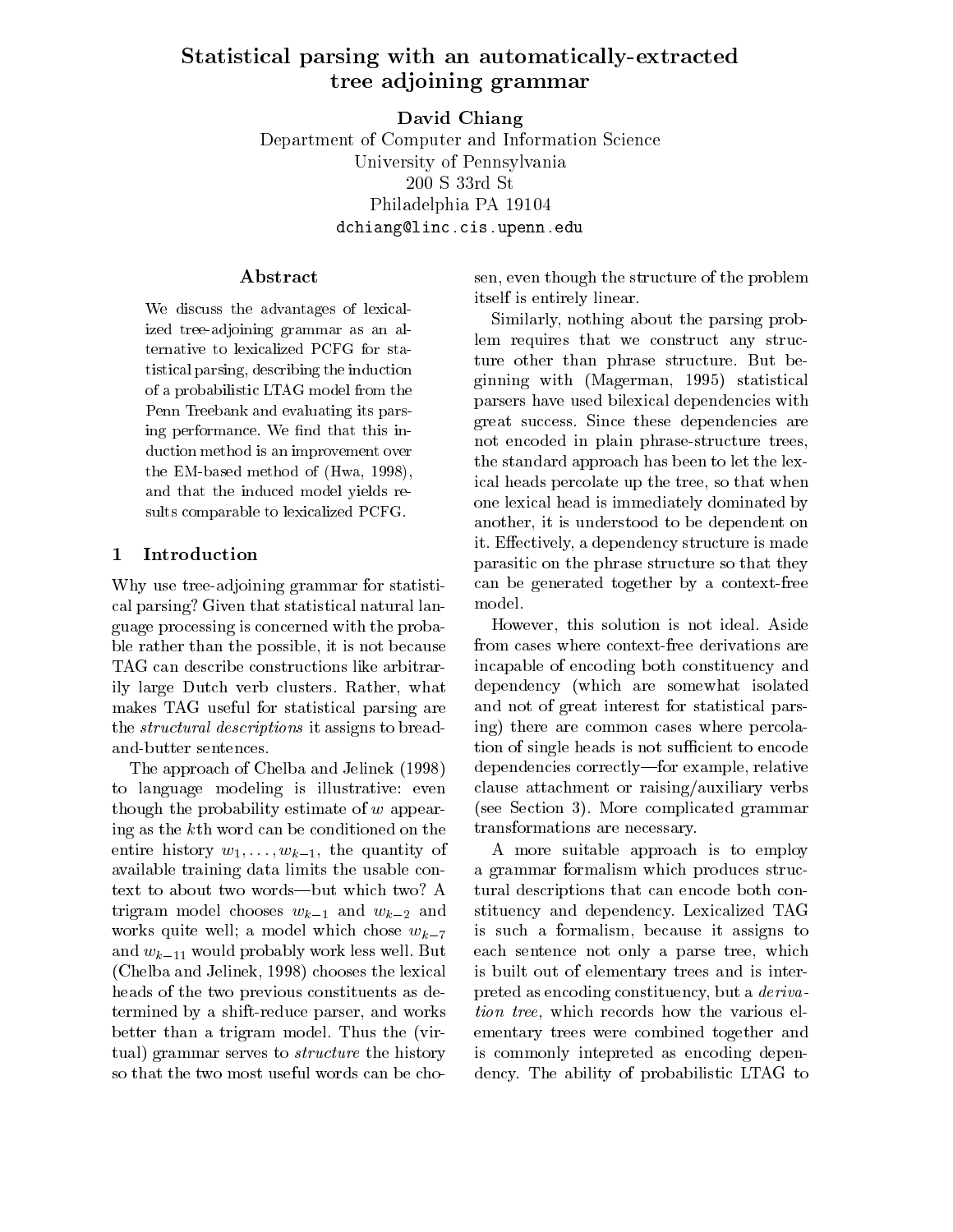# Statistical parsing with an automatically-extracted tree adjoining grammar

**David Chiang**

Department of Computer and Information Science
University of Pennsylvania
200 S 33rd St
Philadelphia PA 19104
dchiang@linc.cis.upenn.edu

## Abstract

We discuss the advantages of lexicalized tree-adjoining grammar as an alternative to lexicalized PCFG for statistical parsing, describing the induction of a probabilistic LTAG model from the Penn Treebank and evaluating its parsing performance. We find that this induction method is an improvement over the EM-based method of (Hwa, 1998), and that the induced model yields results comparable to lexicalized PCFG.

## 1 Introduction

Why use tree-adjoining grammar for statistical parsing? Given that statistical natural language processing is concerned with the probable rather than the possible, it is not because TAG can describe constructions like arbitrarily large Dutch verb clusters. Rather, what makes TAG useful for statistical parsing are the *structural descriptions* it assigns to bread-and-butter sentences.

The approach of Chelba and Jelinek (1998) to language modeling is illustrative: even though the probability estimate of $w$ appearing as the $k$th word can be conditioned on the entire history $w_1, \ldots, w_{k-1}$, the quantity of available training data limits the usable context to about two words—but which two? A trigram model chooses $w_{k-1}$ and $w_{k-2}$ and works quite well; a model which chose $w_{k-7}$ and $w_{k-11}$ would probably work less well. But (Chelba and Jelinek, 1998) chooses the lexical heads of the two previous constituents as determined by a shift-reduce parser, and works better than a trigram model. Thus the (virtual) grammar serves to *structure* the history so that the two most useful words can be chosen, even though the structure of the problem itself is entirely linear.

Similarly, nothing about the parsing problem requires that we construct any structure other than phrase structure. But beginning with (Magerman, 1995) statistical parsers have used bilexical dependencies with great success. Since these dependencies are not encoded in plain phrase-structure trees, the standard approach has been to let the lexical heads percolate up the tree, so that when one lexical head is immediately dominated by another, it is understood to be dependent on it. Effectively, a dependency structure is made parasitic on the phrase structure so that they can be generated together by a context-free model.

However, this solution is not ideal. Aside from cases where context-free derivations are incapable of encoding both constituency and dependency (which are somewhat isolated and not of great interest for statistical parsing) there are common cases where percolation of single heads is not sufficient to encode dependencies correctly—for example, relative clause attachment or raising/auxiliary verbs (see Section 3). More complicated grammar transformations are necessary.

A more suitable approach is to employ a grammar formalism which produces structural descriptions that can encode both constituency and dependency. Lexicalized TAG is such a formalism, because it assigns to each sentence not only a parse tree, which is built out of elementary trees and is interpreted as encoding constituency, but a *derivation tree*, which records how the various elementary trees were combined together and is commonly intepreted as encoding dependency. The ability of probabilistic LTAG to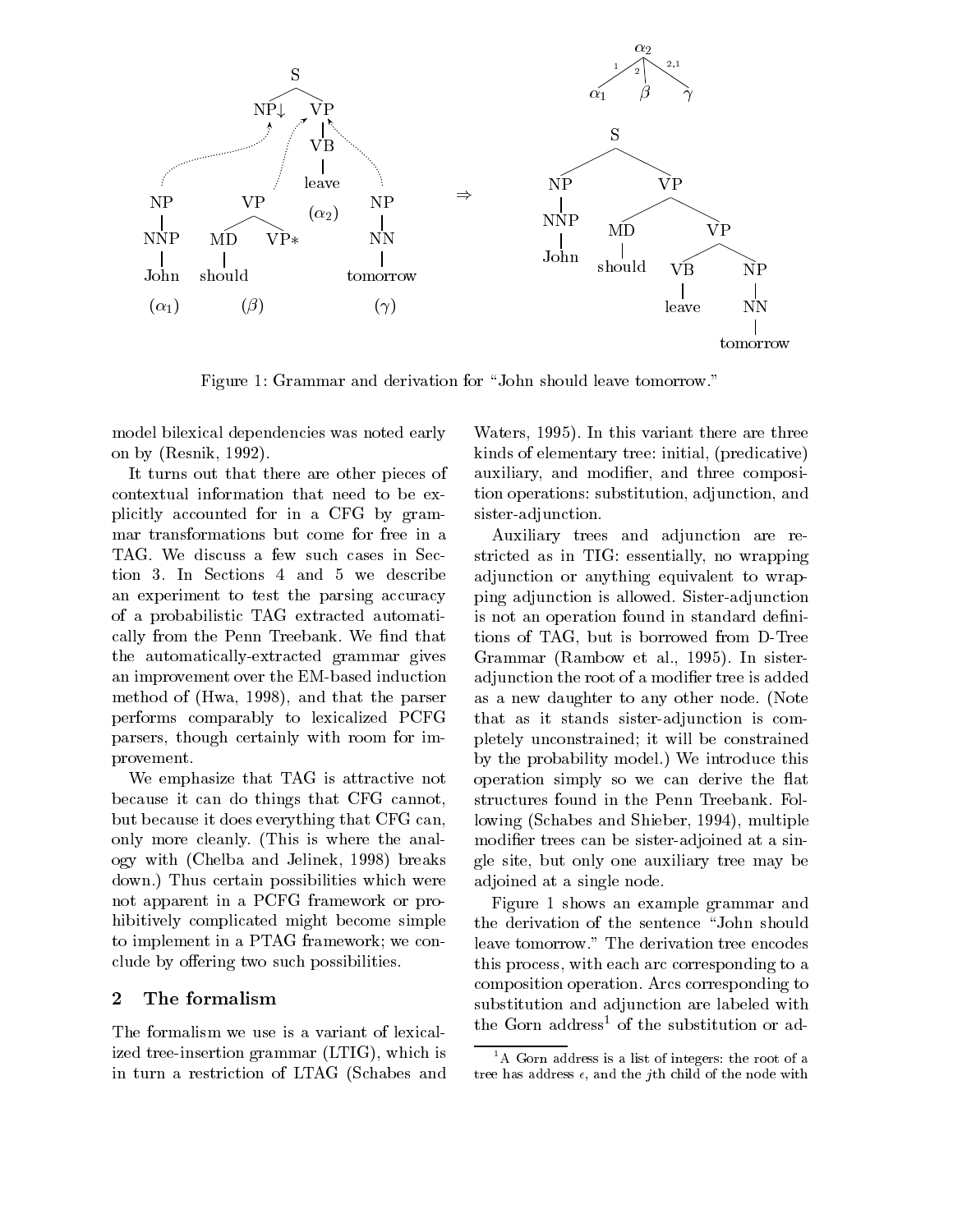Figure 1: Grammar and derivation for "John should leave tomorrow."

model bilexical dependencies was noted early on by (Resnik, 1992).

It turns out that there are other pieces of contextual information that need to be explicitly accounted for in a CFG by grammar transformations but come for free in a TAG. We discuss a few such cases in Section 3. In Sections 4 and 5 we describe an experiment to test the parsing accuracy of a probabilistic TAG extracted automatically from the Penn Treebank. We find that the automatically-extracted grammar gives an improvement over the EM-based induction method of (Hwa, 1998), and that the parser performs comparably to lexicalized PCFG parsers, though certainly with room for improvement.

We emphasize that TAG is attractive not because it can do things that CFG cannot, but because it does everything that CFG can, only more cleanly. (This is where the analogy with (Chelba and Jelinek, 1998) breaks down.) Thus certain possibilities which were not apparent in a PCFG framework or prohibitively complicated might become simple to implement in a PTAG framework; we conclude by offering two such possibilities.

## 2 The formalism

The formalism we use is a variant of lexicalized tree-insertion grammar (LTIG), which is in turn a restriction of LTAG (Schabes and Waters, 1995). In this variant there are three kinds of elementary tree: initial, (predicative) auxiliary, and modifier, and three composition operations: substitution, adjunction, and sister-adjunction.

Auxiliary trees and adjunction are restricted as in TIG: essentially, no wrapping adjunction or anything equivalent to wrapping adjunction is allowed. Sister-adjunction is not an operation found in standard definitions of TAG, but is borrowed from D-Tree Grammar (Rambow et al., 1995). In sister-adjunction the root of a modifier tree is added as a new daughter to any other node. (Note that as it stands sister-adjunction is completely unconstrained; it will be constrained by the probability model.) We introduce this operation simply so we can derive the flat structures found in the Penn Treebank. Following (Schabes and Shieber, 1994), multiple modifier trees can be sister-adjoined at a single site, but only one auxiliary tree may be adjoined at a single node.

Figure 1 shows an example grammar and the derivation of the sentence "John should leave tomorrow." The derivation tree encodes this process, with each arc corresponding to a composition operation. Arcs corresponding to substitution and adjunction are labeled with the Gorn address[1] of the substitution or ad-

[1] A Gorn address is a list of integers: the root of a tree has address $\epsilon$, and the $j$th child of the node with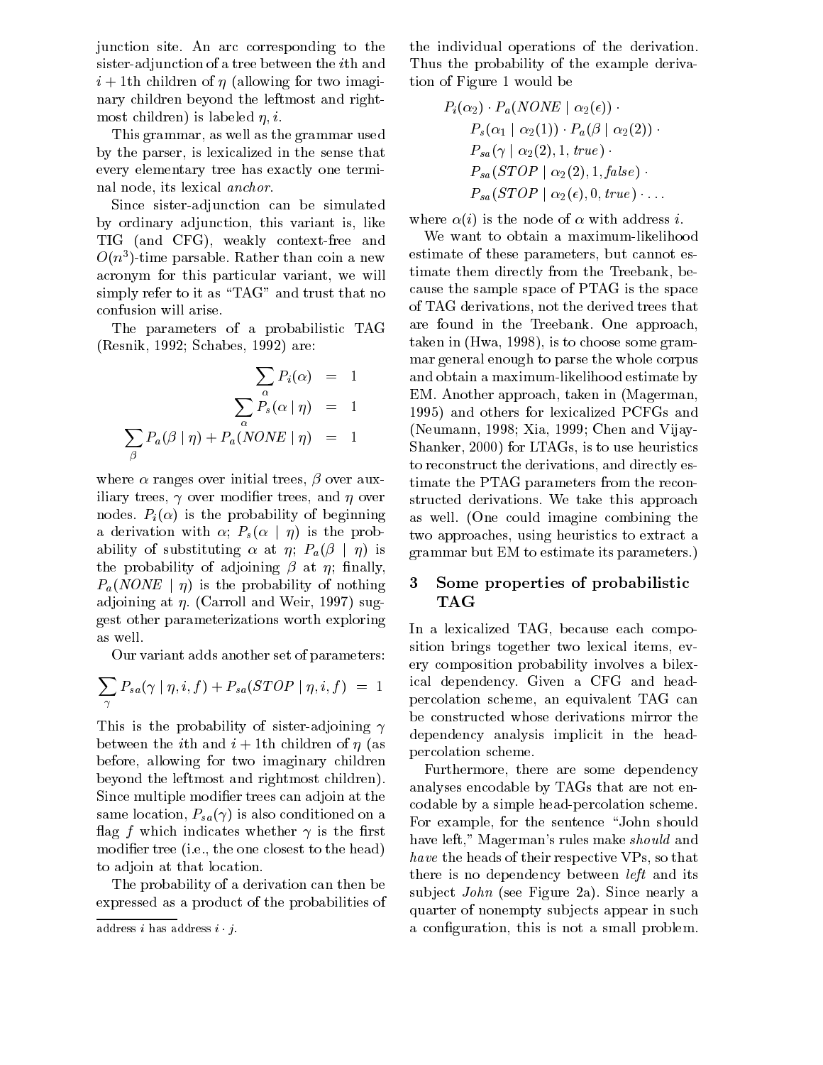junction site. An arc corresponding to the sister-adjunction of a tree between the $i$th and $i+1$th children of $\eta$ (allowing for two imaginary children beyond the leftmost and rightmost children) is labeled $\eta, i$.

This grammar, as well as the grammar used by the parser, is lexicalized in the sense that every elementary tree has exactly one terminal node, its lexical *anchor*.

Since sister-adjunction can be simulated by ordinary adjunction, this variant is, like TIG (and CFG), weakly context-free and $O(n^3)$-time parsable. Rather than coin a new acronym for this particular variant, we will simply refer to it as "TAG" and trust that no confusion will arise.

The parameters of a probabilistic TAG (Resnik, 1992; Schabes, 1992) are:

$$
\begin{aligned}
\sum_{\alpha} P_i(\alpha) &= 1 \\
\sum_{\alpha} P_s(\alpha \mid \eta) &= 1 \\
\sum_{\beta} P_a(\beta \mid \eta) + P_a(NONE \mid \eta) &= 1
\end{aligned}
$$

where $\alpha$ ranges over initial trees, $\beta$ over auxiliary trees, $\gamma$ over modifier trees, and $\eta$ over nodes. $P_i(\alpha)$ is the probability of beginning a derivation with $\alpha$; $P_s(\alpha \mid \eta)$ is the probability of substituting $\alpha$ at $\eta$; $P_a(\beta \mid \eta)$ is the probability of adjoining $\beta$ at $\eta$; finally, $P_a(NONE \mid \eta)$ is the probability of nothing adjoining at $\eta$. (Carroll and Weir, 1997) suggest other parameterizations worth exploring as well.

Our variant adds another set of parameters:

$$
\sum_{\gamma} P_{sa}(\gamma \mid \eta, i, f) + P_{sa}(STOP \mid \eta, i, f) = 1
$$

This is the probability of sister-adjoining $\gamma$ between the $i$th and $i+1$th children of $\eta$ (as before, allowing for two imaginary children beyond the leftmost and rightmost children). Since multiple modifier trees can adjoin at the same location, $P_{sa}(\gamma)$ is also conditioned on a flag $f$ which indicates whether $\gamma$ is the first modifier tree (i.e., the one closest to the head) to adjoin at that location.

The probability of a derivation can then be expressed as a product of the probabilities of the individual operations of the derivation. Thus the probability of the example derivation of Figure 1 would be

$$
\begin{aligned}
& P_i(\alpha_2) \cdot P_a(NONE \mid \alpha_2(\epsilon)) \cdot \\
& \quad P_s(\alpha_1 \mid \alpha_2(1)) \cdot P_a(\beta \mid \alpha_2(2)) \cdot \\
& \quad P_{sa}(\gamma \mid \alpha_2(2), 1, true) \cdot \\
& \quad P_{sa}(STOP \mid \alpha_2(2), 1, false) \cdot \\
& \quad P_{sa}(STOP \mid \alpha_2(\epsilon), 0, true) \cdot \ldots
\end{aligned}
$$

where $\alpha(i)$ is the node of $\alpha$ with address $i$.

We want to obtain a maximum-likelihood estimate of these parameters, but cannot estimate them directly from the Treebank, because the sample space of PTAG is the space of TAG derivations, not the derived trees that are found in the Treebank. One approach, taken in (Hwa, 1998), is to choose some grammar general enough to parse the whole corpus and obtain a maximum-likelihood estimate by EM. Another approach, taken in (Magerman, 1995) and others for lexicalized PCFGs and (Neumann, 1998; Xia, 1999; Chen and Vijay-Shanker, 2000) for LTAGs, is to use heuristics to reconstruct the derivations, and directly estimate the PTAG parameters from the reconstructed derivations. We take this approach as well. (One could imagine combining the two approaches, using heuristics to extract a grammar but EM to estimate its parameters.)

## 3 Some properties of probabilistic TAG

In a lexicalized TAG, because each composition brings together two lexical items, every composition probability involves a bilexical dependency. Given a CFG and head-percolation scheme, an equivalent TAG can be constructed whose derivations mirror the dependency analysis implicit in the head-percolation scheme.

Furthermore, there are some dependency analyses encodable by TAGs that are not encodable by a simple head-percolation scheme. For example, for the sentence "John should have left," Magerman's rules make *should* and *have* the heads of their respective VPs, so that there is no dependency between *left* and its subject *John* (see Figure 2a). Since nearly a quarter of nonempty subjects appear in such a configuration, this is not a small problem.

address $i$ has address $i \cdot j$.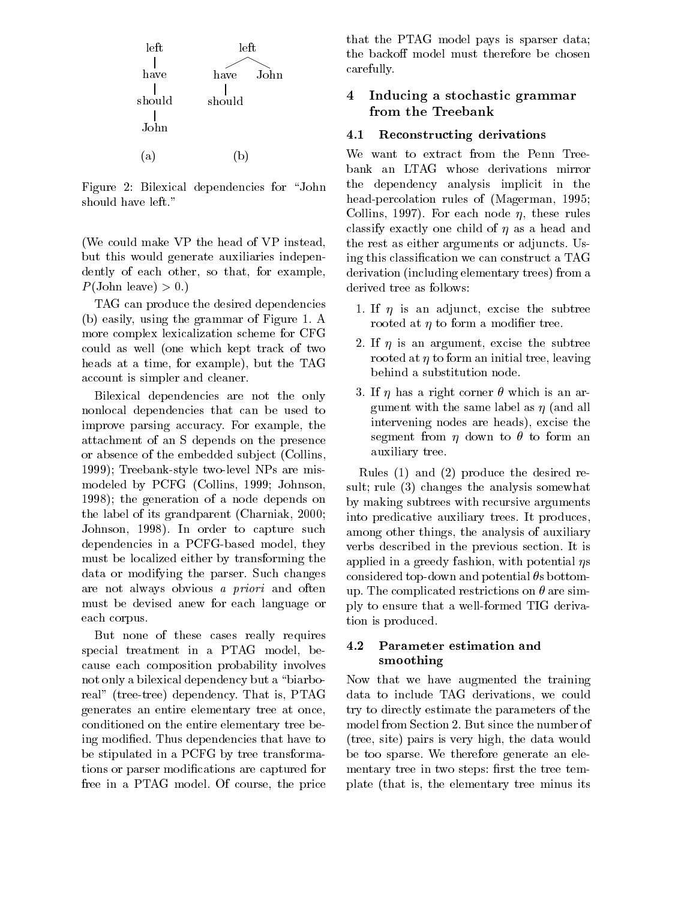```
left            left
 |             /    \
have         have   John
 |            |
should       should
 |
John

 (a)           (b)
```

Figure 2: Bilexical dependencies for "John should have left."

(We could make VP the head of VP instead, but this would generate auxiliaries independently of each other, so that, for example, $P(\text{John leave}) > 0$.)

TAG can produce the desired dependencies (b) easily, using the grammar of Figure 1. A more complex lexicalization scheme for CFG could as well (one which kept track of two heads at a time, for example), but the TAG account is simpler and cleaner.

Bilexical dependencies are not the only nonlocal dependencies that can be used to improve parsing accuracy. For example, the attachment of an S depends on the presence or absence of the embedded subject (Collins, 1999); Treebank-style two-level NPs are mismodeled by PCFG (Collins, 1999; Johnson, 1998); the generation of a node depends on the label of its grandparent (Charniak, 2000; Johnson, 1998). In order to capture such dependencies in a PCFG-based model, they must be localized either by transforming the data or modifying the parser. Such changes are not always obvious *a priori* and often must be devised anew for each language or each corpus.

But none of these cases really requires special treatment in a PTAG model, because each composition probability involves not only a bilexical dependency but a "biarboreal" (tree-tree) dependency. That is, PTAG generates an entire elementary tree at once, conditioned on the entire elementary tree being modified. Thus dependencies that have to be stipulated in a PCFG by tree transformations or parser modifications are captured for free in a PTAG model. Of course, the price that the PTAG model pays is sparser data; the backoff model must therefore be chosen carefully.

## 4 Inducing a stochastic grammar from the Treebank

### 4.1 Reconstructing derivations

We want to extract from the Penn Treebank an LTAG whose derivations mirror the dependency analysis implicit in the head-percolation rules of (Magerman, 1995; Collins, 1997). For each node $\eta$, these rules classify exactly one child of $\eta$ as a head and the rest as either arguments or adjuncts. Using this classification we can construct a TAG derivation (including elementary trees) from a derived tree as follows:

1. If $\eta$ is an adjunct, excise the subtree rooted at $\eta$ to form a modifier tree.
2. If $\eta$ is an argument, excise the subtree rooted at $\eta$ to form an initial tree, leaving behind a substitution node.
3. If $\eta$ has a right corner $\theta$ which is an argument with the same label as $\eta$ (and all intervening nodes are heads), excise the segment from $\eta$ down to $\theta$ to form an auxiliary tree.

Rules (1) and (2) produce the desired result; rule (3) changes the analysis somewhat by making subtrees with recursive arguments into predicative auxiliary trees. It produces, among other things, the analysis of auxiliary verbs described in the previous section. It is applied in a greedy fashion, with potential $\eta$s considered top-down and potential $\theta$s bottom-up. The complicated restrictions on $\theta$ are simply to ensure that a well-formed TIG derivation is produced.

### 4.2 Parameter estimation and smoothing

Now that we have augmented the training data to include TAG derivations, we could try to directly estimate the parameters of the model from Section 2. But since the number of (tree, site) pairs is very high, the data would be too sparse. We therefore generate an elementary tree in two steps: first the tree template (that is, the elementary tree minus its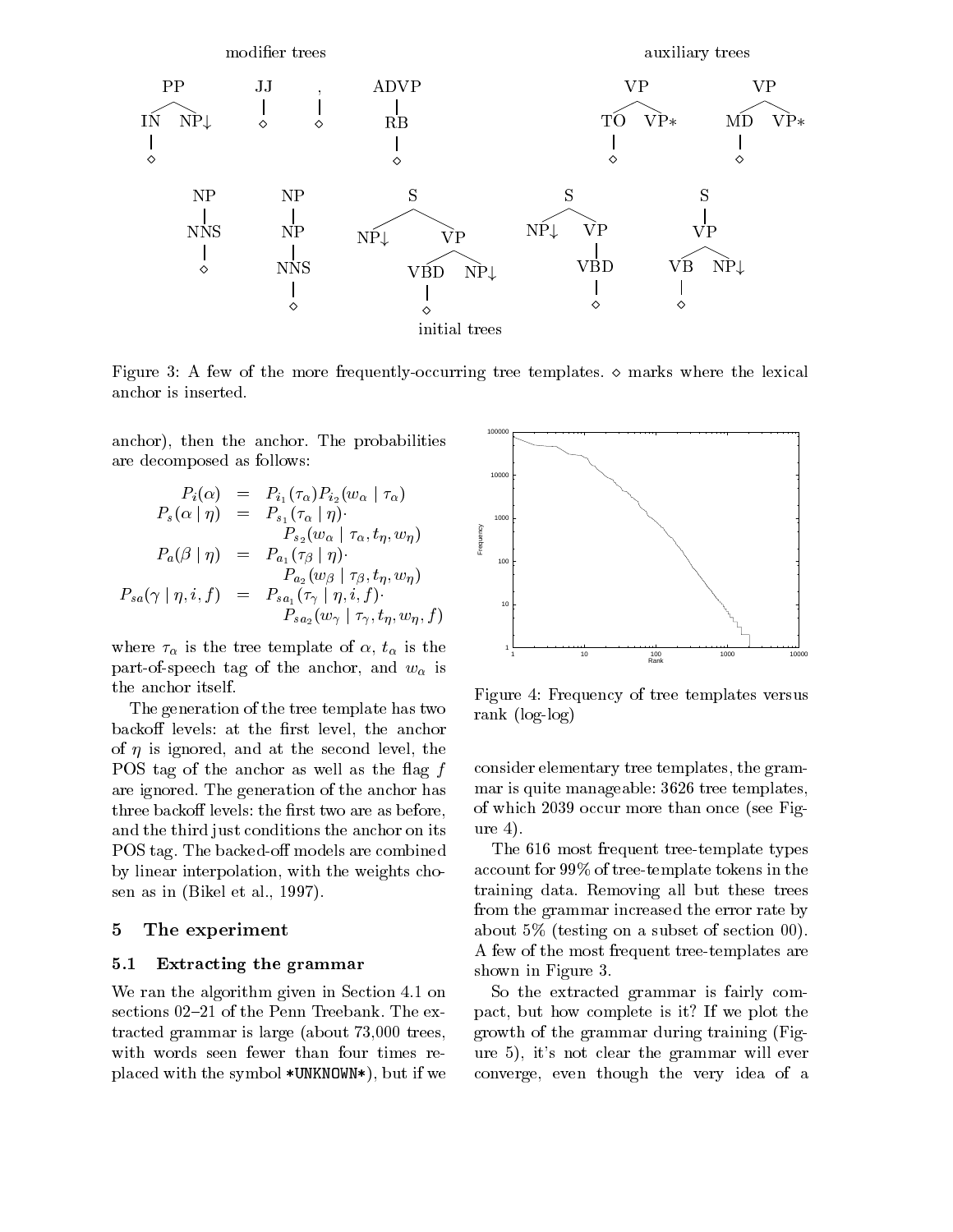Figure 3: A few of the more frequently-occurring tree templates. $\diamond$ marks where the lexical anchor is inserted.

anchor), then the anchor. The probabilities are decomposed as follows:

$$
\begin{aligned}
P_i(\alpha) &= P_{i_1}(\tau_\alpha) P_{i_2}(w_\alpha \mid \tau_\alpha) \\
P_s(\alpha \mid \eta) &= P_{s_1}(\tau_\alpha \mid \eta) \cdot \\
&\quad P_{s_2}(w_\alpha \mid \tau_\alpha, t_\eta, w_\eta) \\
P_a(\beta \mid \eta) &= P_{a_1}(\tau_\beta \mid \eta) \cdot \\
&\quad P_{a_2}(w_\beta \mid \tau_\beta, t_\eta, w_\eta) \\
P_{sa}(\gamma \mid \eta, i, f) &= P_{sa_1}(\tau_\gamma \mid \eta, i, f) \cdot \\
&\quad P_{sa_2}(w_\gamma \mid \tau_\gamma, t_\eta, w_\eta, f)
\end{aligned}
$$

where $\tau_\alpha$ is the tree template of $\alpha$, $t_\alpha$ is the part-of-speech tag of the anchor, and $w_\alpha$ is the anchor itself.

The generation of the tree template has two backoff levels: at the first level, the anchor of $\eta$ is ignored, and at the second level, the POS tag of the anchor as well as the flag $f$ are ignored. The generation of the anchor has three backoff levels: the first two are as before, and the third just conditions the anchor on its POS tag. The backed-off models are combined by linear interpolation, with the weights chosen as in (Bikel et al., 1997).

## 5 The experiment

### 5.1 Extracting the grammar

We ran the algorithm given in Section 4.1 on sections 02–21 of the Penn Treebank. The extracted grammar is large (about 73,000 trees, with words seen fewer than four times replaced with the symbol *UNKNOWN*), but if we consider elementary tree templates, the grammar is quite manageable: 3626 tree templates, of which 2039 occur more than once (see Figure 4).

Figure 4: Frequency of tree templates versus rank (log-log)

The 616 most frequent tree-template types account for 99% of tree-template tokens in the training data. Removing all but these trees from the grammar increased the error rate by about 5% (testing on a subset of section 00). A few of the most frequent tree-templates are shown in Figure 3.

So the extracted grammar is fairly compact, but how complete is it? If we plot the growth of the grammar during training (Figure 5), it's not clear the grammar will ever converge, even though the very idea of a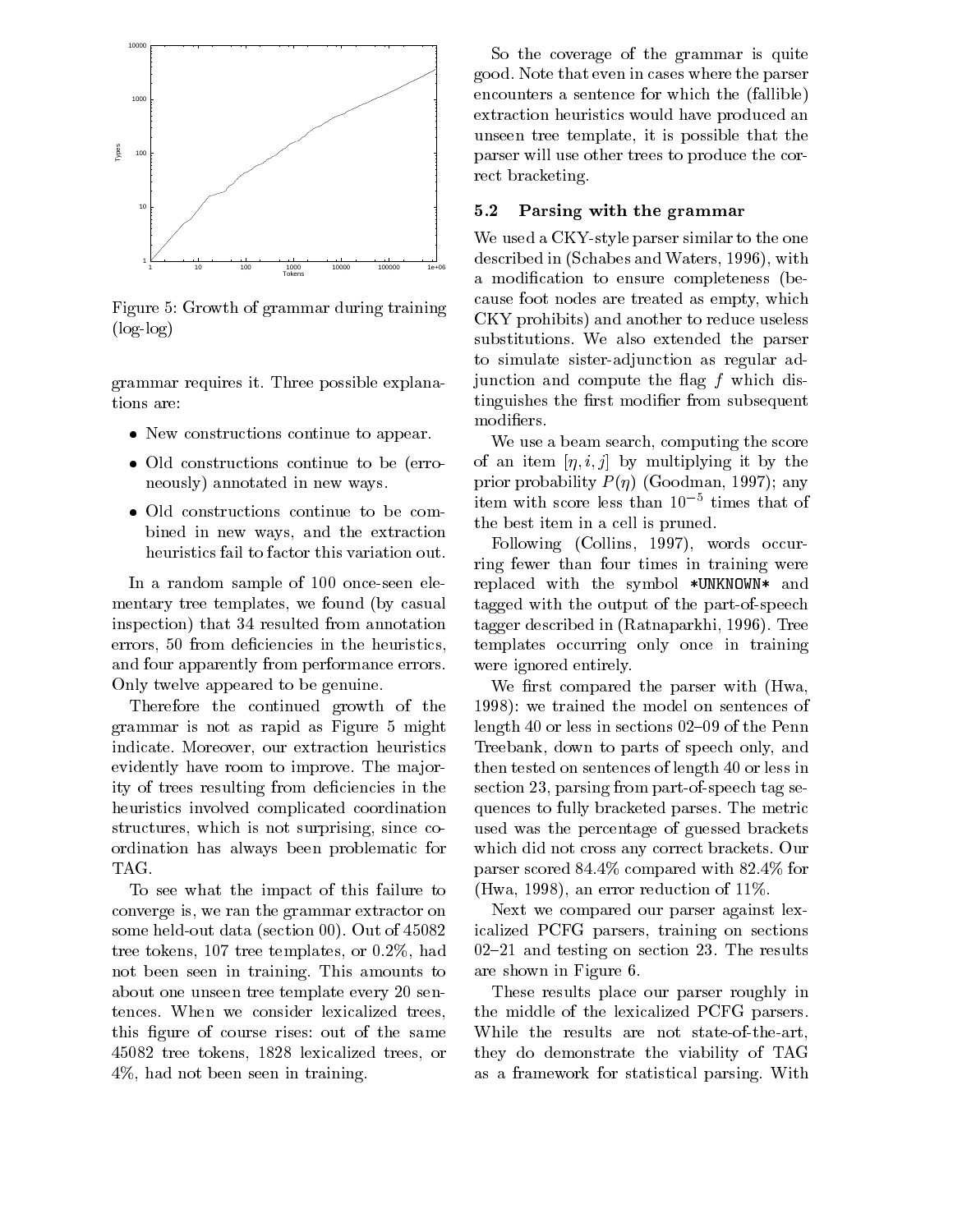Figure 5: Growth of grammar during training (log-log)

grammar requires it. Three possible explanations are:

- New constructions continue to appear.
- Old constructions continue to be (erroneously) annotated in new ways.
- Old constructions continue to be combined in new ways, and the extraction heuristics fail to factor this variation out.

In a random sample of 100 once-seen elementary tree templates, we found (by casual inspection) that 34 resulted from annotation errors, 50 from deficiencies in the heuristics, and four apparently from performance errors. Only twelve appeared to be genuine.

Therefore the continued growth of the grammar is not as rapid as Figure 5 might indicate. Moreover, our extraction heuristics evidently have room to improve. The majority of trees resulting from deficiencies in the heuristics involved complicated coordination structures, which is not surprising, since coordination has always been problematic for TAG.

To see what the impact of this failure to converge is, we ran the grammar extractor on some held-out data (section 00). Out of 45082 tree tokens, 107 tree templates, or 0.2%, had not been seen in training. This amounts to about one unseen tree template every 20 sentences. When we consider lexicalized trees, this figure of course rises: out of the same 45082 tree tokens, 1828 lexicalized trees, or 4%, had not been seen in training.

So the coverage of the grammar is quite good. Note that even in cases where the parser encounters a sentence for which the (fallible) extraction heuristics would have produced an unseen tree template, it is possible that the parser will use other trees to produce the correct bracketing.

### 5.2 Parsing with the grammar

We used a CKY-style parser similar to the one described in (Schabes and Waters, 1996), with a modification to ensure completeness (because foot nodes are treated as empty, which CKY prohibits) and another to reduce useless substitutions. We also extended the parser to simulate sister-adjunction as regular adjunction and compute the flag $f$ which distinguishes the first modifier from subsequent modifiers.

We use a beam search, computing the score of an item $[\eta, i, j]$ by multiplying it by the prior probability $P(\eta)$ (Goodman, 1997); any item with score less than $10^{-5}$ times that of the best item in a cell is pruned.

Following (Collins, 1997), words occurring fewer than four times in training were replaced with the symbol `*UNKNOWN*` and tagged with the output of the part-of-speech tagger described in (Ratnaparkhi, 1996). Tree templates occurring only once in training were ignored entirely.

We first compared the parser with (Hwa, 1998): we trained the model on sentences of length 40 or less in sections 02–09 of the Penn Treebank, down to parts of speech only, and then tested on sentences of length 40 or less in section 23, parsing from part-of-speech tag sequences to fully bracketed parses. The metric used was the percentage of guessed brackets which did not cross any correct brackets. Our parser scored 84.4% compared with 82.4% for (Hwa, 1998), an error reduction of 11%.

Next we compared our parser against lexicalized PCFG parsers, training on sections 02–21 and testing on section 23. The results are shown in Figure 6.

These results place our parser roughly in the middle of the lexicalized PCFG parsers. While the results are not state-of-the-art, they do demonstrate the viability of TAG as a framework for statistical parsing. With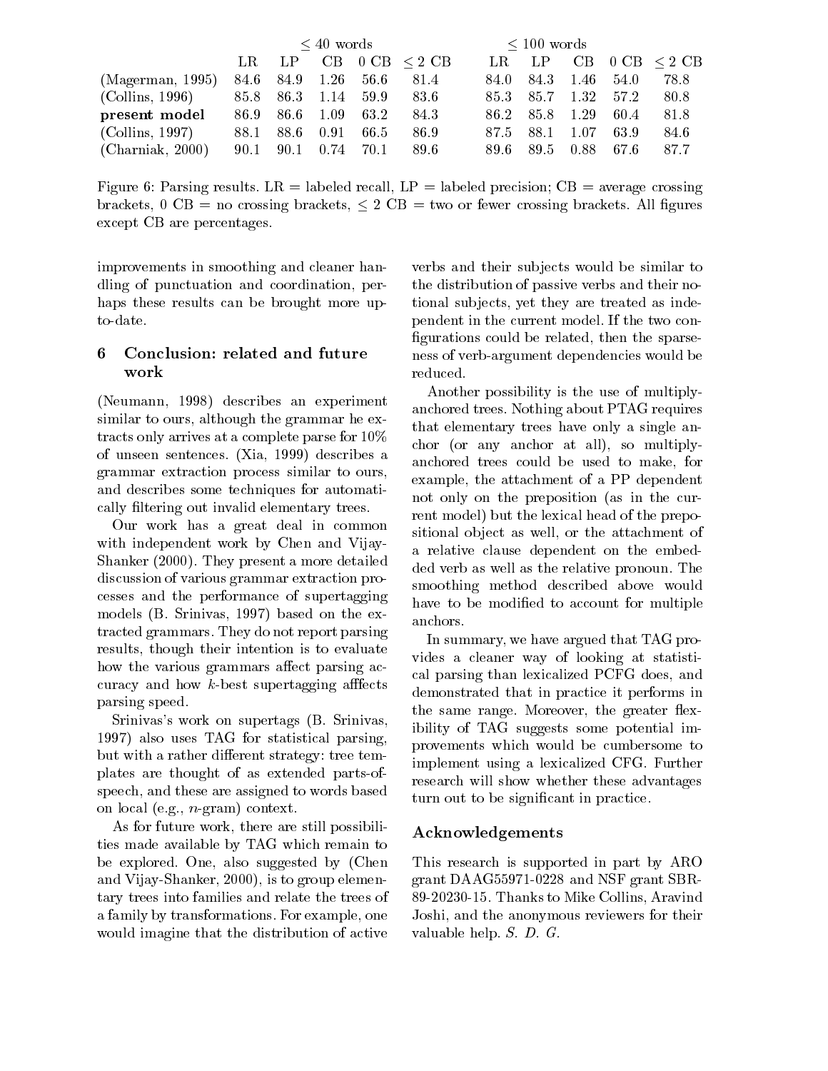| | ≤ 40 words | | | | | ≤ 100 words | | | | |
|---|---|---|---|---|---|---|---|---|---|---|
| | LR | LP | CB | 0 CB | ≤ 2 CB | LR | LP | CB | 0 CB | ≤ 2 CB |
| (Magerman, 1995) | 84.6 | 84.9 | 1.26 | 56.6 | 81.4 | 84.0 | 84.3 | 1.46 | 54.0 | 78.8 |
| (Collins, 1996) | 85.8 | 86.3 | 1.14 | 59.9 | 83.6 | 85.3 | 85.7 | 1.32 | 57.2 | 80.8 |
| **present model** | 86.9 | 86.6 | 1.09 | 63.2 | 84.3 | 86.2 | 85.8 | 1.29 | 60.4 | 81.8 |
| (Collins, 1997) | 88.1 | 88.6 | 0.91 | 66.5 | 86.9 | 87.5 | 88.1 | 1.07 | 63.9 | 84.6 |
| (Charniak, 2000) | 90.1 | 90.1 | 0.74 | 70.1 | 89.6 | 89.6 | 89.5 | 0.88 | 67.6 | 87.7 |

Figure 6: Parsing results. LR = labeled recall, LP = labeled precision; CB = average crossing brackets, 0 CB = no crossing brackets, ≤ 2 CB = two or fewer crossing brackets. All figures except CB are percentages.

improvements in smoothing and cleaner handling of punctuation and coordination, perhaps these results can be brought more up-to-date.

## 6 Conclusion: related and future work

(Neumann, 1998) describes an experiment similar to ours, although the grammar he extracts only arrives at a complete parse for 10% of unseen sentences. (Xia, 1999) describes a grammar extraction process similar to ours, and describes some techniques for automatically filtering out invalid elementary trees.

Our work has a great deal in common with independent work by Chen and Vijay-Shanker (2000). They present a more detailed discussion of various grammar extraction processes and the performance of supertagging models (B. Srinivas, 1997) based on the extracted grammars. They do not report parsing results, though their intention is to evaluate how the various grammars affect parsing accuracy and how $k$-best supertagging afffects parsing speed.

Srinivas's work on supertags (B. Srinivas, 1997) also uses TAG for statistical parsing, but with a rather different strategy: tree templates are thought of as extended parts-of-speech, and these are assigned to words based on local (e.g., $n$-gram) context.

As for future work, there are still possibilities made available by TAG which remain to be explored. One, also suggested by (Chen and Vijay-Shanker, 2000), is to group elementary trees into families and relate the trees of a family by transformations. For example, one would imagine that the distribution of active verbs and their subjects would be similar to the distribution of passive verbs and their notional subjects, yet they are treated as independent in the current model. If the two configurations could be related, then the sparseness of verb-argument dependencies would be reduced.

Another possibility is the use of multiply-anchored trees. Nothing about PTAG requires that elementary trees have only a single anchor (or any anchor at all), so multiply-anchored trees could be used to make, for example, the attachment of a PP dependent not only on the preposition (as in the current model) but the lexical head of the prepositional object as well, or the attachment of a relative clause dependent on the embedded verb as well as the relative pronoun. The smoothing method described above would have to be modified to account for multiple anchors.

In summary, we have argued that TAG provides a cleaner way of looking at statistical parsing than lexicalized PCFG does, and demonstrated that in practice it performs in the same range. Moreover, the greater flexibility of TAG suggests some potential improvements which would be cumbersome to implement using a lexicalized CFG. Further research will show whether these advantages turn out to be significant in practice.

## Acknowledgements

This research is supported in part by ARO grant DAAG55971-0228 and NSF grant SBR-89-20230-15. Thanks to Mike Collins, Aravind Joshi, and the anonymous reviewers for their valuable help. *S. D. G.*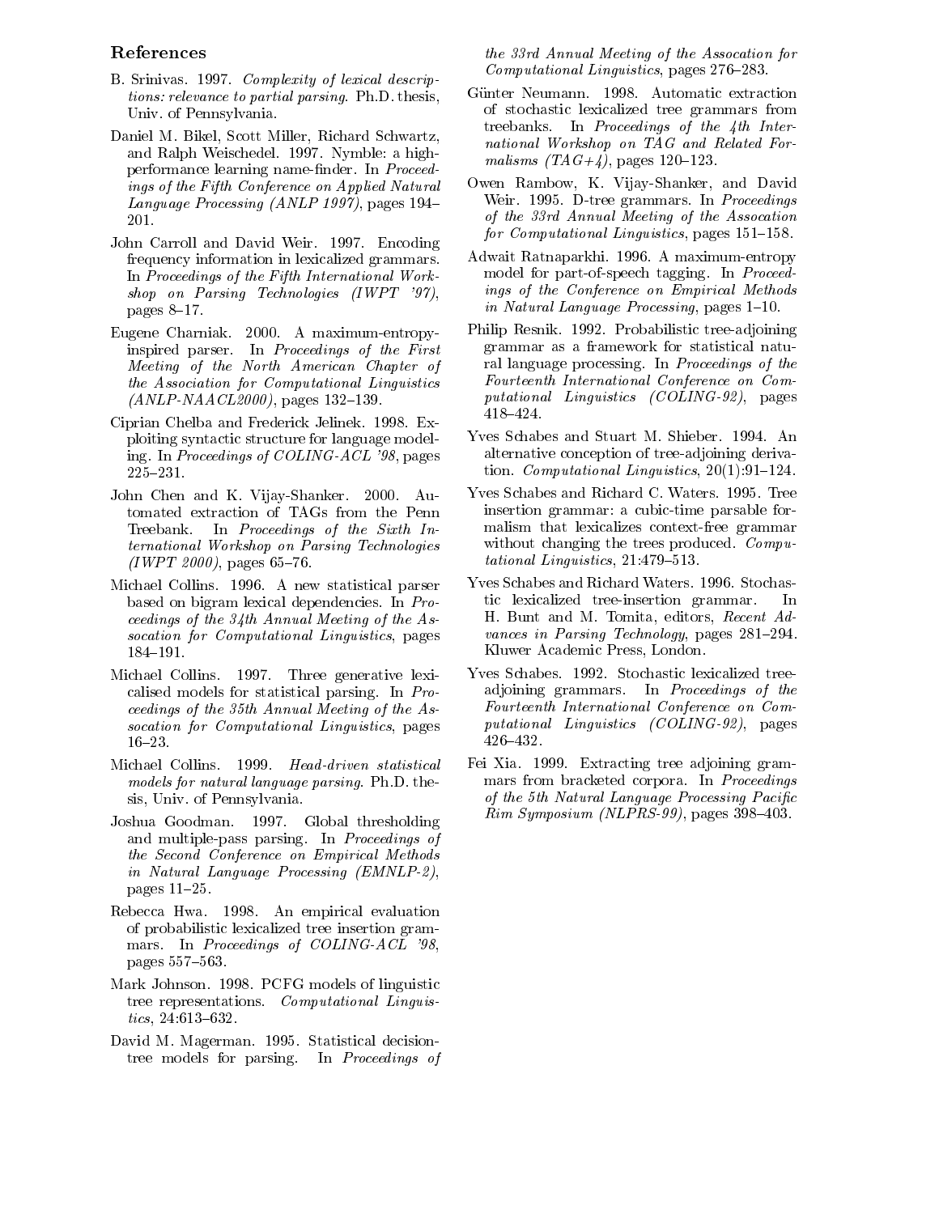## References

B. Srinivas. 1997. *Complexity of lexical descriptions: relevance to partial parsing*. Ph.D. thesis, Univ. of Pennsylvania.

Daniel M. Bikel, Scott Miller, Richard Schwartz, and Ralph Weischedel. 1997. Nymble: a high-performance learning name-finder. In *Proceedings of the Fifth Conference on Applied Natural Language Processing (ANLP 1997)*, pages 194–201.

John Carroll and David Weir. 1997. Encoding frequency information in lexicalized grammars. In *Proceedings of the Fifth International Workshop on Parsing Technologies (IWPT '97)*, pages 8–17.

Eugene Charniak. 2000. A maximum-entropy-inspired parser. In *Proceedings of the First Meeting of the North American Chapter of the Association for Computational Linguistics (ANLP-NAACL2000)*, pages 132–139.

Ciprian Chelba and Frederick Jelinek. 1998. Exploiting syntactic structure for language modeling. In *Proceedings of COLING-ACL '98*, pages 225–231.

John Chen and K. Vijay-Shanker. 2000. Automated extraction of TAGs from the Penn Treebank. In *Proceedings of the Sixth International Workshop on Parsing Technologies (IWPT 2000)*, pages 65–76.

Michael Collins. 1996. A new statistical parser based on bigram lexical dependencies. In *Proceedings of the 34th Annual Meeting of the Association for Computational Linguistics*, pages 184–191.

Michael Collins. 1997. Three generative lexicalised models for statistical parsing. In *Proceedings of the 35th Annual Meeting of the Association for Computational Linguistics*, pages 16–23.

Michael Collins. 1999. *Head-driven statistical models for natural language parsing*. Ph.D. thesis, Univ. of Pennsylvania.

Joshua Goodman. 1997. Global thresholding and multiple-pass parsing. In *Proceedings of the Second Conference on Empirical Methods in Natural Language Processing (EMNLP-2)*, pages 11–25.

Rebecca Hwa. 1998. An empirical evaluation of probabilistic lexicalized tree insertion grammars. In *Proceedings of COLING-ACL '98*, pages 557–563.

Mark Johnson. 1998. PCFG models of linguistic tree representations. *Computational Linguistics*, 24:613–632.

David M. Magerman. 1995. Statistical decision-tree models for parsing. In *Proceedings of the 33rd Annual Meeting of the Assocation for Computational Linguistics*, pages 276–283.

Günter Neumann. 1998. Automatic extraction of stochastic lexicalized tree grammars from treebanks. In *Proceedings of the 4th International Workshop on TAG and Related Formalisms (TAG+4)*, pages 120–123.

Owen Rambow, K. Vijay-Shanker, and David Weir. 1995. D-tree grammars. In *Proceedings of the 33rd Annual Meeting of the Assocation for Computational Linguistics*, pages 151–158.

Adwait Ratnaparkhi. 1996. A maximum-entropy model for part-of-speech tagging. In *Proceedings of the Conference on Empirical Methods in Natural Language Processing*, pages 1–10.

Philip Resnik. 1992. Probabilistic tree-adjoining grammar as a framework for statistical natural language processing. In *Proceedings of the Fourteenth International Conference on Computational Linguistics (COLING-92)*, pages 418–424.

Yves Schabes and Stuart M. Shieber. 1994. An alternative conception of tree-adjoining derivation. *Computational Linguistics*, 20(1):91–124.

Yves Schabes and Richard C. Waters. 1995. Tree insertion grammar: a cubic-time parsable formalism that lexicalizes context-free grammar without changing the trees produced. *Computational Linguistics*, 21:479–513.

Yves Schabes and Richard Waters. 1996. Stochastic lexicalized tree-insertion grammar. In H. Bunt and M. Tomita, editors, *Recent Advances in Parsing Technology*, pages 281–294. Kluwer Academic Press, London.

Yves Schabes. 1992. Stochastic lexicalized tree-adjoining grammars. In *Proceedings of the Fourteenth International Conference on Computational Linguistics (COLING-92)*, pages 426–432.

Fei Xia. 1999. Extracting tree adjoining grammars from bracketed corpora. In *Proceedings of the 5th Natural Language Processing Pacific Rim Symposium (NLPRS-99)*, pages 398–403.